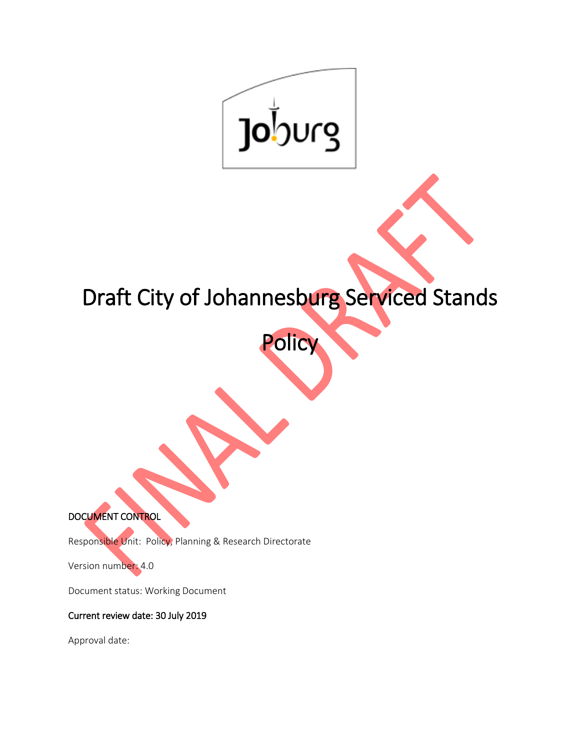# Draft City of Johannesburg Serviced Stands Policy

FINAL DRAFT

DOCUMENT CONTROL

Responsible Unit: Policy, Planning & Research Directorate

Version number: 4.0

Document status: Working Document

Current review date: 30 July 2019

Approval date: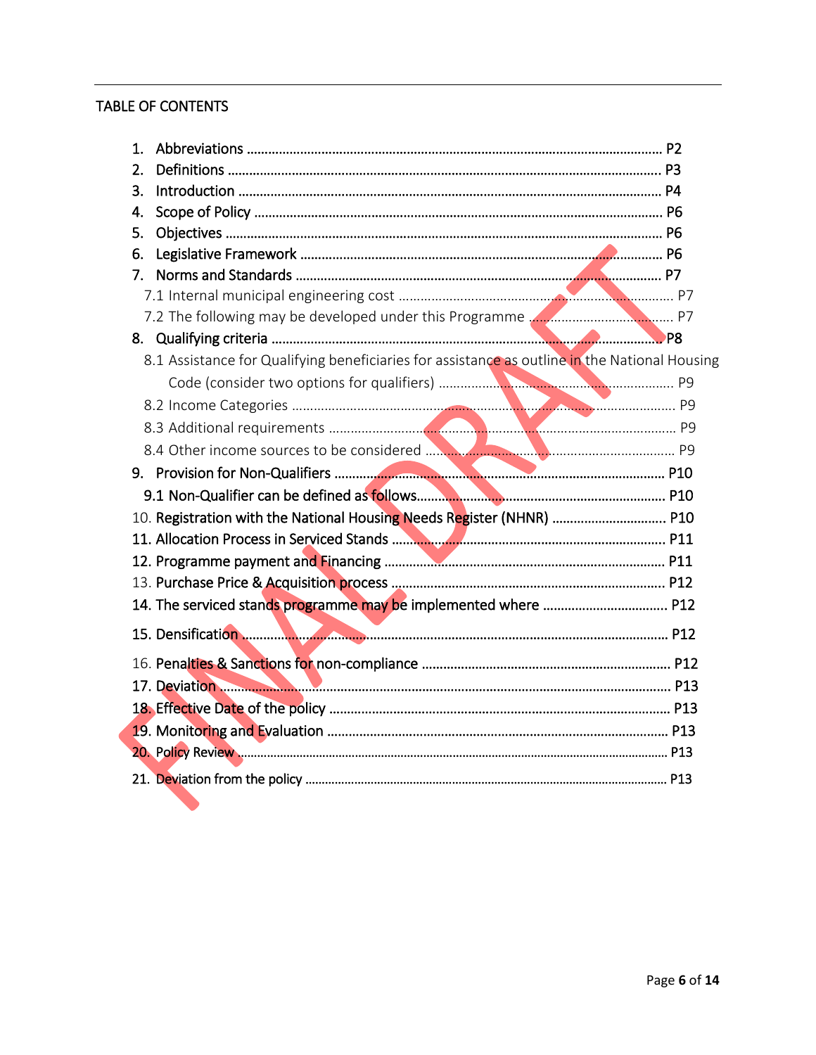TABLE OF CONTENTS

1. Abbreviations ........................................................................................................ P2
2. Definitions ............................................................................................................ P3
3. Introduction .......................................................................................................... P4
4. Scope of Policy ...................................................................................................... P6
5. Objectives ............................................................................................................. P6
6. Legislative Framework .......................................................................................... P6
7. Norms and Standards ............................................................................................ P7
   - 7.1 Internal municipal engineering cost ................................................................ P7
   - 7.2 The following may be developed under this Programme ................................ P7
8. Qualifying criteria .................................................................................................. P8
   - 8.1 Assistance for Qualifying beneficiaries for assistance as outline in the National Housing Code (consider two options for qualifiers) ......................................................... P9
   - 8.2 Income Categories .......................................................................................... P9
   - 8.3 Additional requirements .................................................................................. P9
   - 8.4 Other income sources to be considered .......................................................... P9
9. Provision for Non-Qualifiers ................................................................................. P10
   - 9.1 Non-Qualifier can be defined as follows......................................................... P10
10. Registration with the National Housing Needs Register (NHNR) ............................... P10
11. Allocation Process in Serviced Stands ..................................................................... P11
12. Programme payment and Financing ......................................................................... P11
13. Purchase Price & Acquisition process ...................................................................... P12
14. The serviced stands programme may be implemented where .................................. P12
15. Densification .......................................................................................................... P12
16. Penalties & Sanctions for non-compliance ............................................................... P12
17. Deviation ................................................................................................................ P13
18. Effective Date of the policy ...................................................................................... P13
19. Monitoring and Evaluation ...................................................................................... P13
20. Policy Review .......................................................................................................... P13
21. Deviation from the policy ........................................................................................ P13

FINAL DRAFT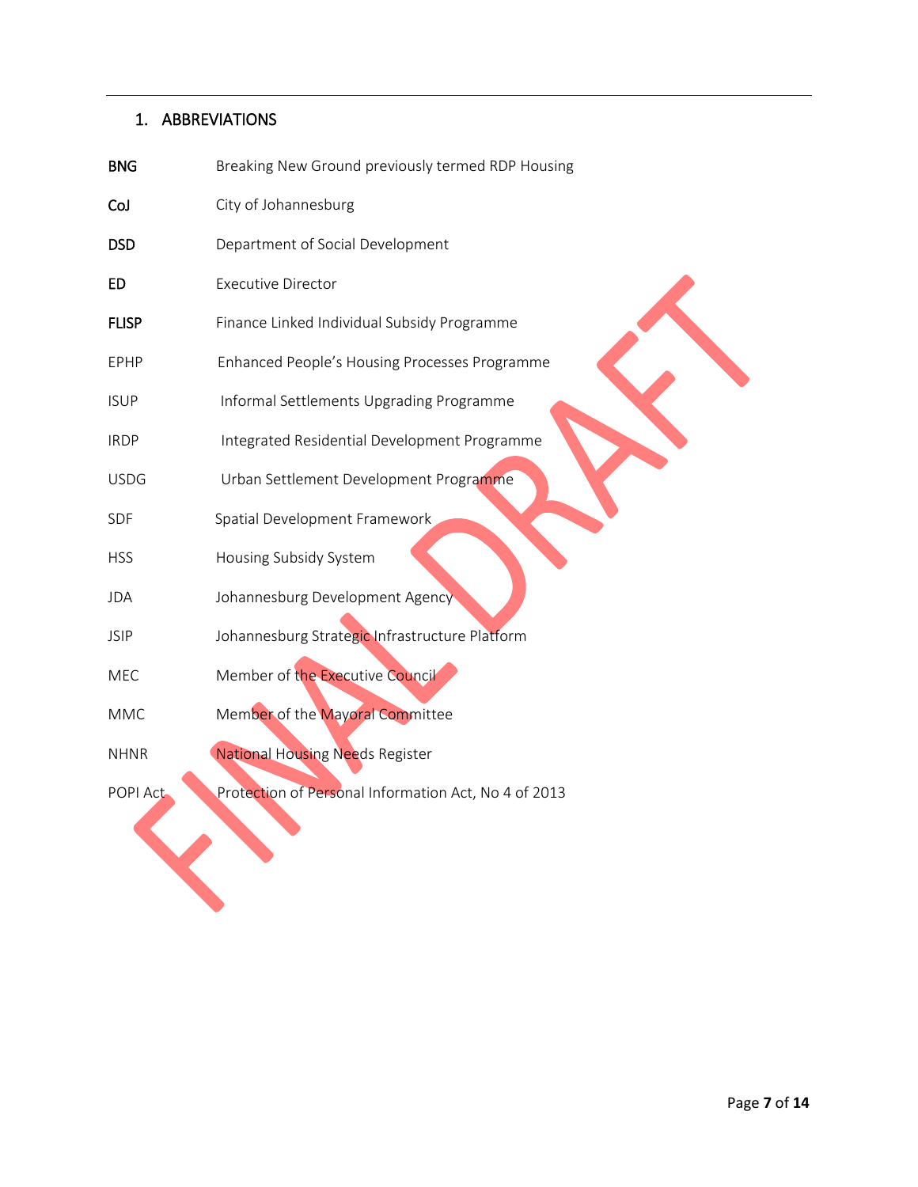## 1. ABBREVIATIONS

| | |
|---|---|
| **BNG** | Breaking New Ground previously termed RDP Housing |
| **CoJ** | City of Johannesburg |
| **DSD** | Department of Social Development |
| **ED** | Executive Director |
| **FLISP** | Finance Linked Individual Subsidy Programme |
| EPHP | Enhanced People's Housing Processes Programme |
| ISUP | Informal Settlements Upgrading Programme |
| IRDP | Integrated Residential Development Programme |
| USDG | Urban Settlement Development Programme |
| SDF | Spatial Development Framework |
| HSS | Housing Subsidy System |
| JDA | Johannesburg Development Agency |
| JSIP | Johannesburg Strategic Infrastructure Platform |
| MEC | Member of the Executive Council |
| MMC | Member of the Mayoral Committee |
| NHNR | National Housing Needs Register |
| POPI Act | Protection of Personal Information Act, No 4 of 2013 |

FINAL DRAFT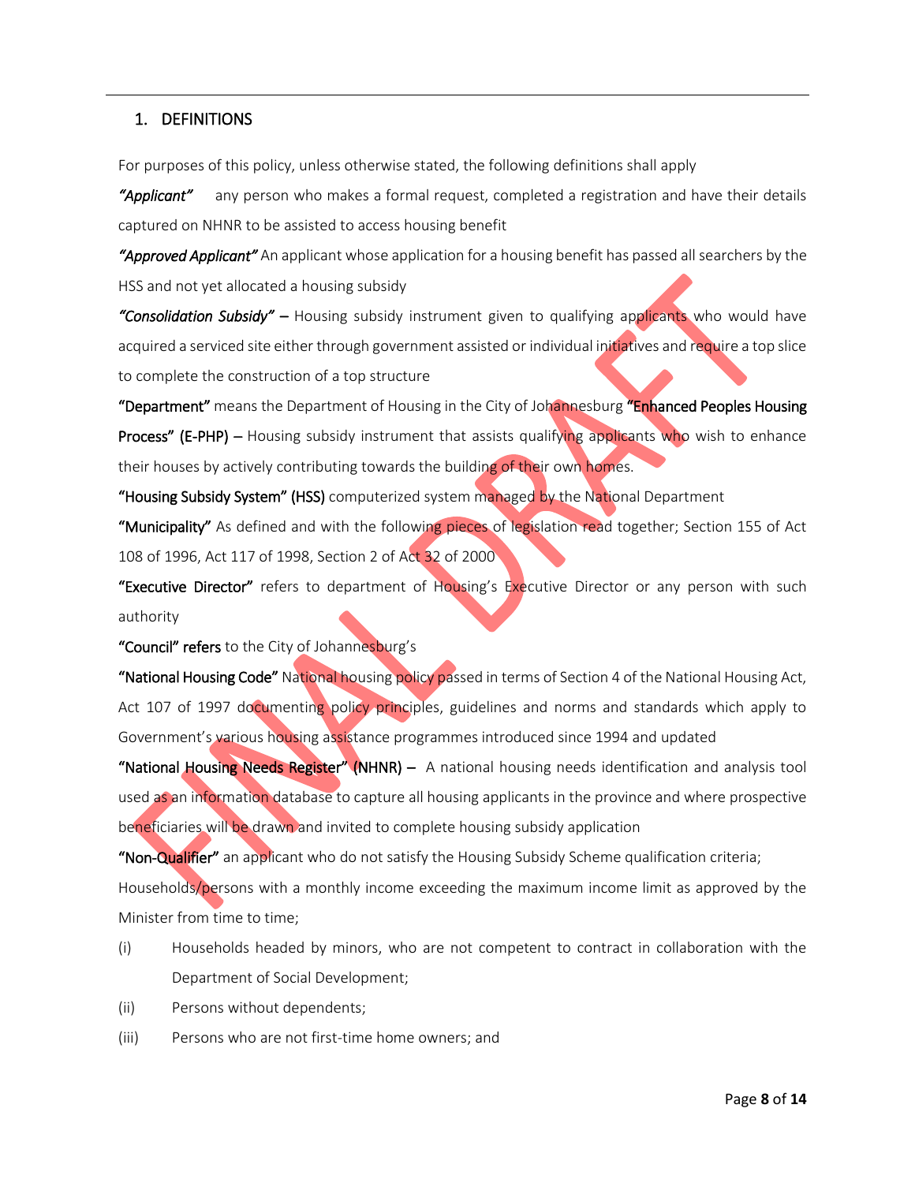## 1. DEFINITIONS

For purposes of this policy, unless otherwise stated, the following definitions shall apply

***"Applicant"*** any person who makes a formal request, completed a registration and have their details captured on NHNR to be assisted to access housing benefit

***"Approved Applicant"*** An applicant whose application for a housing benefit has passed all searchers by the HSS and not yet allocated a housing subsidy

***"Consolidation Subsidy"*** **–** Housing subsidy instrument given to qualifying applicants who would have acquired a serviced site either through government assisted or individual initiatives and require a top slice to complete the construction of a top structure

**"Department"** means the Department of Housing in the City of Johannesburg **"Enhanced Peoples Housing Process" (E-PHP) –** Housing subsidy instrument that assists qualifying applicants who wish to enhance their houses by actively contributing towards the building of their own homes.

**"Housing Subsidy System" (HSS)** computerized system managed by the National Department

**"Municipality"** As defined and with the following pieces of legislation read together; Section 155 of Act 108 of 1996, Act 117 of 1998, Section 2 of Act 32 of 2000

**"Executive Director"** refers to department of Housing's Executive Director or any person with such authority

**"Council" refers** to the City of Johannesburg's

**"National Housing Code"** National housing policy passed in terms of Section 4 of the National Housing Act, Act 107 of 1997 documenting policy principles, guidelines and norms and standards which apply to Government's various housing assistance programmes introduced since 1994 and updated

**"National Housing Needs Register" (NHNR) –** A national housing needs identification and analysis tool used as an information database to capture all housing applicants in the province and where prospective beneficiaries will be drawn and invited to complete housing subsidy application

**"Non-Qualifier"** an applicant who do not satisfy the Housing Subsidy Scheme qualification criteria; Households/persons with a monthly income exceeding the maximum income limit as approved by the Minister from time to time;

(i) Households headed by minors, who are not competent to contract in collaboration with the Department of Social Development;

(ii) Persons without dependents;

(iii) Persons who are not first-time home owners; and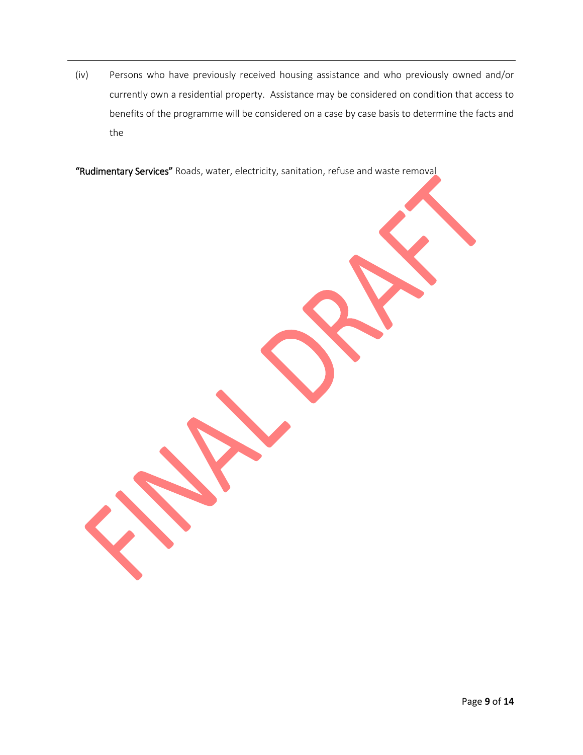(iv) Persons who have previously received housing assistance and who previously owned and/or currently own a residential property. Assistance may be considered on condition that access to benefits of the programme will be considered on a case by case basis to determine the facts and the

**"Rudimentary Services"** Roads, water, electricity, sanitation, refuse and waste removal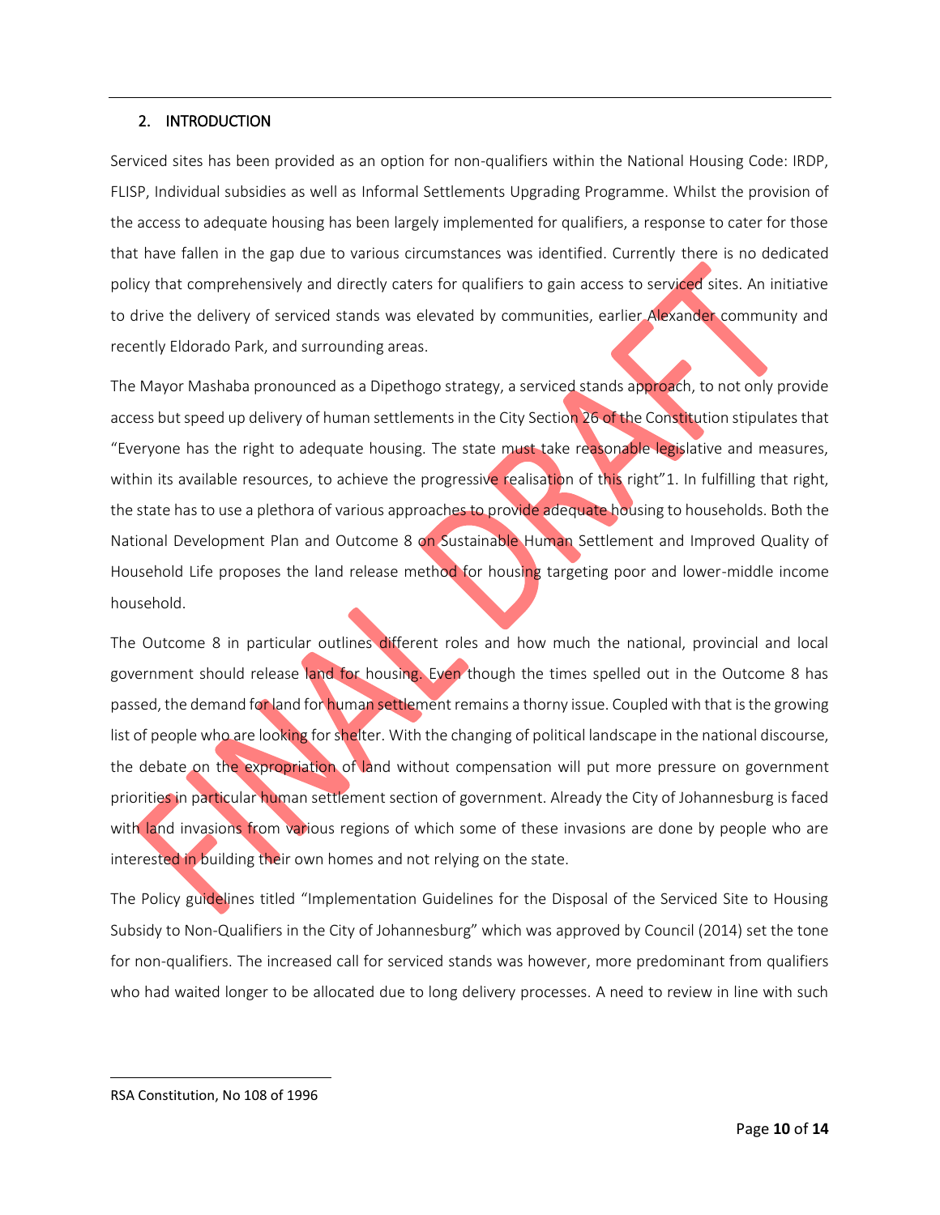## 2. INTRODUCTION

Serviced sites has been provided as an option for non-qualifiers within the National Housing Code: IRDP, FLISP, Individual subsidies as well as Informal Settlements Upgrading Programme. Whilst the provision of the access to adequate housing has been largely implemented for qualifiers, a response to cater for those that have fallen in the gap due to various circumstances was identified. Currently there is no dedicated policy that comprehensively and directly caters for qualifiers to gain access to serviced sites. An initiative to drive the delivery of serviced stands was elevated by communities, earlier Alexander community and recently Eldorado Park, and surrounding areas.

The Mayor Mashaba pronounced as a Dipethogo strategy, a serviced stands approach, to not only provide access but speed up delivery of human settlements in the City Section 26 of the Constitution stipulates that "Everyone has the right to adequate housing. The state must take reasonable legislative and measures, within its available resources, to achieve the progressive realisation of this right"1. In fulfilling that right, the state has to use a plethora of various approaches to provide adequate housing to households. Both the National Development Plan and Outcome 8 on Sustainable Human Settlement and Improved Quality of Household Life proposes the land release method for housing targeting poor and lower-middle income household.

The Outcome 8 in particular outlines different roles and how much the national, provincial and local government should release land for housing. Even though the times spelled out in the Outcome 8 has passed, the demand for land for human settlement remains a thorny issue. Coupled with that is the growing list of people who are looking for shelter. With the changing of political landscape in the national discourse, the debate on the expropriation of land without compensation will put more pressure on government priorities in particular human settlement section of government. Already the City of Johannesburg is faced with land invasions from various regions of which some of these invasions are done by people who are interested in building their own homes and not relying on the state.

The Policy guidelines titled "Implementation Guidelines for the Disposal of the Serviced Site to Housing Subsidy to Non-Qualifiers in the City of Johannesburg" which was approved by Council (2014) set the tone for non-qualifiers. The increased call for serviced stands was however, more predominant from qualifiers who had waited longer to be allocated due to long delivery processes. A need to review in line with such

---

RSA Constitution, No 108 of 1996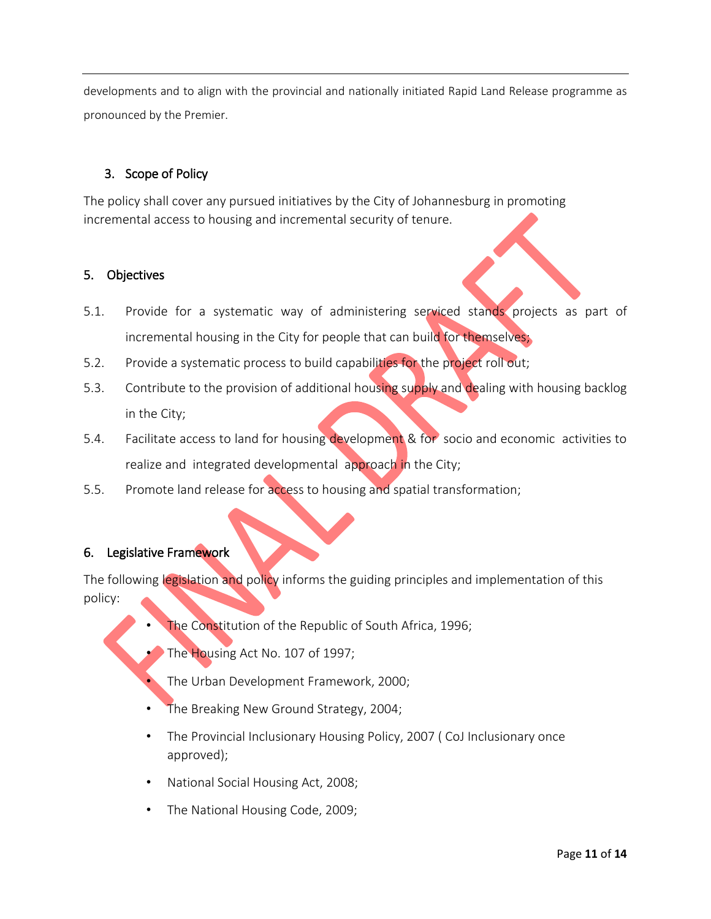developments and to align with the provincial and nationally initiated Rapid Land Release programme as pronounced by the Premier.

## 3. Scope of Policy

The policy shall cover any pursued initiatives by the City of Johannesburg in promoting incremental access to housing and incremental security of tenure.

## 5. Objectives

5.1. Provide for a systematic way of administering serviced stands projects as part of incremental housing in the City for people that can build for themselves;

5.2. Provide a systematic process to build capabilities for the project roll out;

5.3. Contribute to the provision of additional housing supply and dealing with housing backlog in the City;

5.4. Facilitate access to land for housing development & for socio and economic activities to realize and integrated developmental approach in the City;

5.5. Promote land release for access to housing and spatial transformation;

## 6. Legislative Framework

The following legislation and policy informs the guiding principles and implementation of this policy:

- The Constitution of the Republic of South Africa, 1996;
- The Housing Act No. 107 of 1997;
- The Urban Development Framework, 2000;
- The Breaking New Ground Strategy, 2004;
- The Provincial Inclusionary Housing Policy, 2007 ( CoJ Inclusionary once approved);
- National Social Housing Act, 2008;
- The National Housing Code, 2009;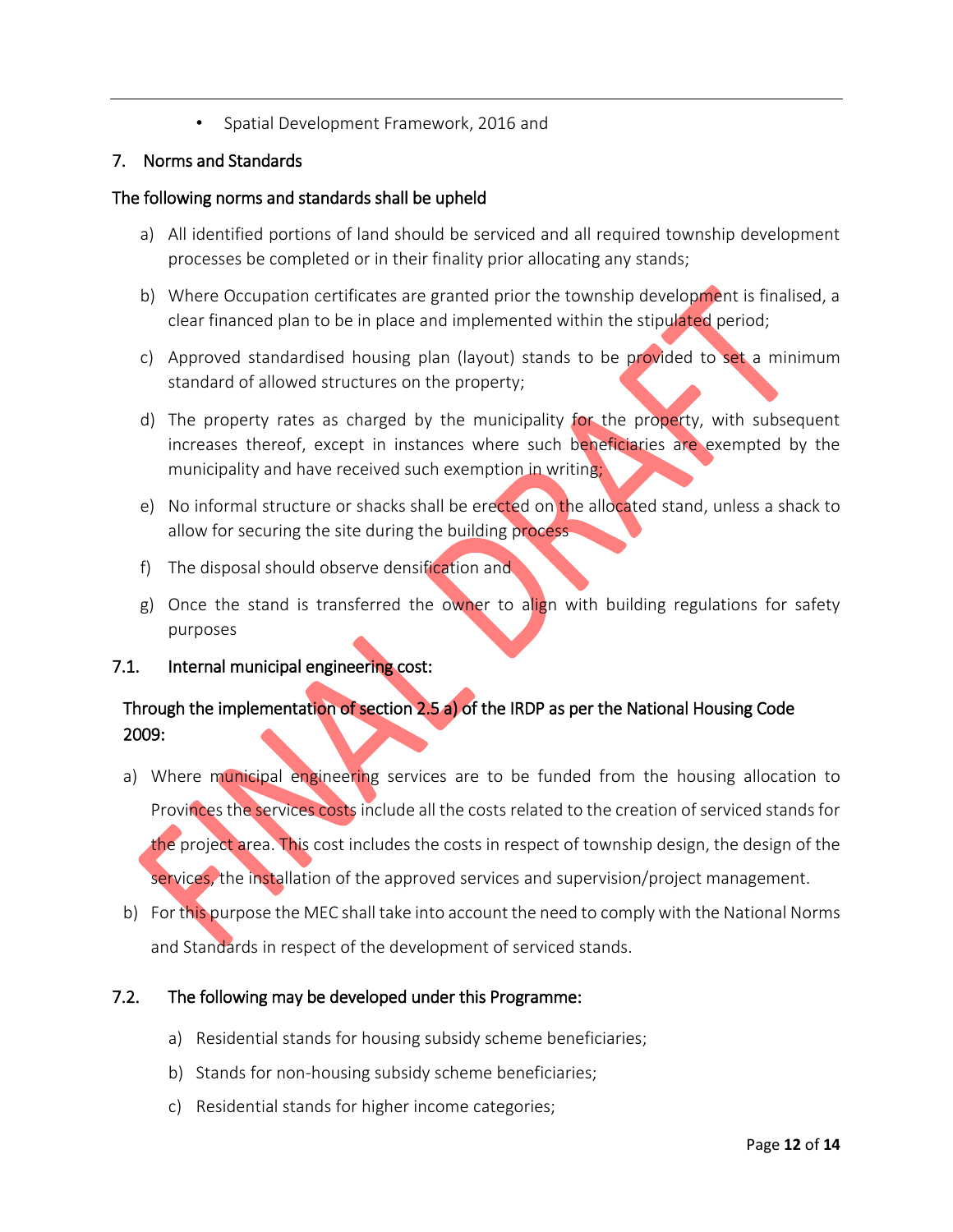- Spatial Development Framework, 2016 and

## 7. Norms and Standards

The following norms and standards shall be upheld

a) All identified portions of land should be serviced and all required township development processes be completed or in their finality prior allocating any stands;

b) Where Occupation certificates are granted prior the township development is finalised, a clear financed plan to be in place and implemented within the stipulated period;

c) Approved standardised housing plan (layout) stands to be provided to set a minimum standard of allowed structures on the property;

d) The property rates as charged by the municipality for the property, with subsequent increases thereof, except in instances where such beneficiaries are exempted by the municipality and have received such exemption in writing;

e) No informal structure or shacks shall be erected on the allocated stand, unless a shack to allow for securing the site during the building process

f) The disposal should observe densification and

g) Once the stand is transferred the owner to align with building regulations for safety purposes

### 7.1. Internal municipal engineering cost:

Through the implementation of section 2.5 a) of the IRDP as per the National Housing Code 2009:

a) Where municipal engineering services are to be funded from the housing allocation to Provinces the services costs include all the costs related to the creation of serviced stands for the project area. This cost includes the costs in respect of township design, the design of the services, the installation of the approved services and supervision/project management.

b) For this purpose the MEC shall take into account the need to comply with the National Norms and Standards in respect of the development of serviced stands.

### 7.2. The following may be developed under this Programme:

a) Residential stands for housing subsidy scheme beneficiaries;

b) Stands for non-housing subsidy scheme beneficiaries;

c) Residential stands for higher income categories;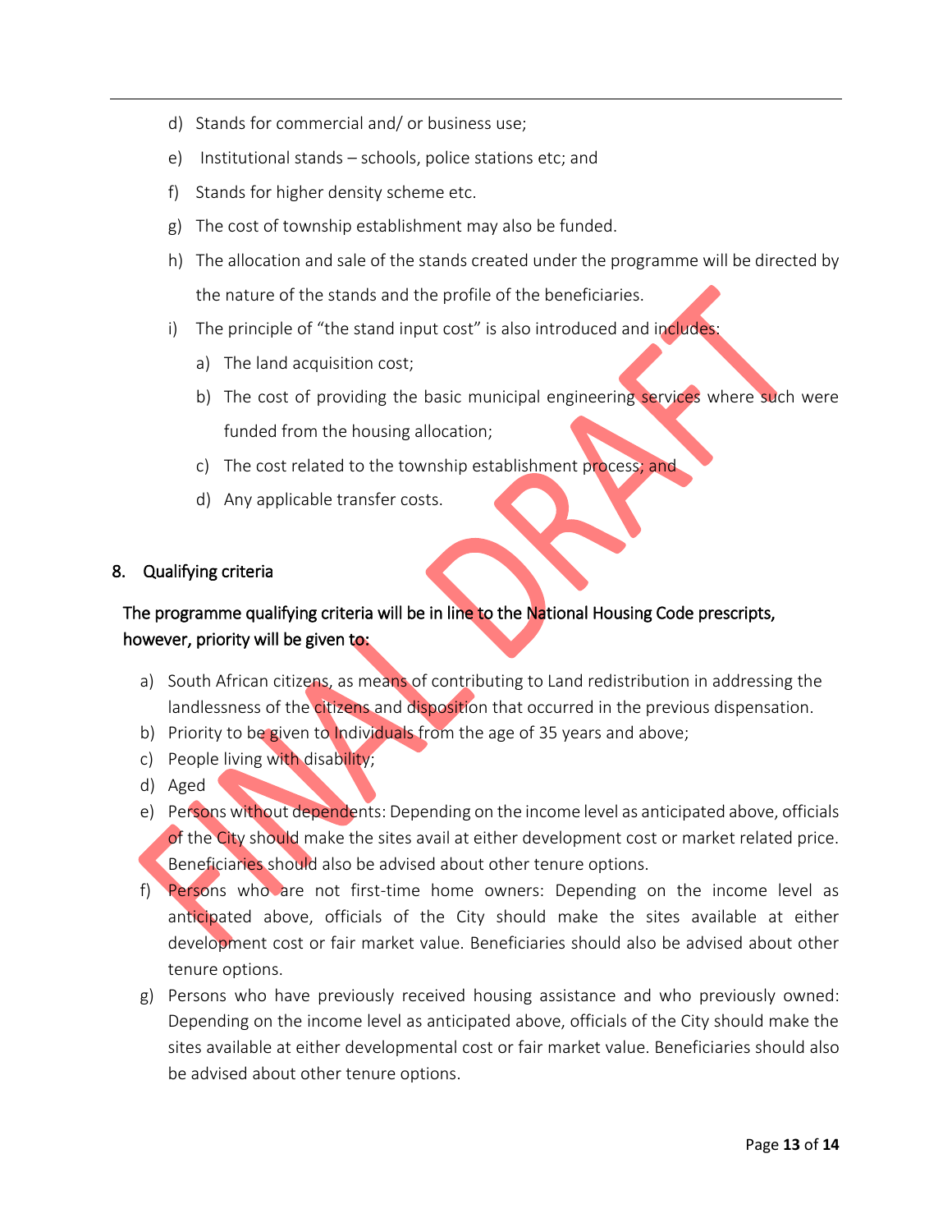d) Stands for commercial and/ or business use;

e) Institutional stands – schools, police stations etc; and

f) Stands for higher density scheme etc.

g) The cost of township establishment may also be funded.

h) The allocation and sale of the stands created under the programme will be directed by the nature of the stands and the profile of the beneficiaries.

i) The principle of "the stand input cost" is also introduced and includes:

   a) The land acquisition cost;

   b) The cost of providing the basic municipal engineering services where such were funded from the housing allocation;

   c) The cost related to the township establishment process; and

   d) Any applicable transfer costs.

## 8. Qualifying criteria

**The programme qualifying criteria will be in line to the National Housing Code prescripts, however, priority will be given to:**

a) South African citizens, as means of contributing to Land redistribution in addressing the landlessness of the citizens and disposition that occurred in the previous dispensation.

b) Priority to be given to Individuals from the age of 35 years and above;

c) People living with disability;

d) Aged

e) Persons without dependents: Depending on the income level as anticipated above, officials of the City should make the sites avail at either development cost or market related price. Beneficiaries should also be advised about other tenure options.

f) Persons who are not first-time home owners: Depending on the income level as anticipated above, officials of the City should make the sites available at either development cost or fair market value. Beneficiaries should also be advised about other tenure options.

g) Persons who have previously received housing assistance and who previously owned: Depending on the income level as anticipated above, officials of the City should make the sites available at either developmental cost or fair market value. Beneficiaries should also be advised about other tenure options.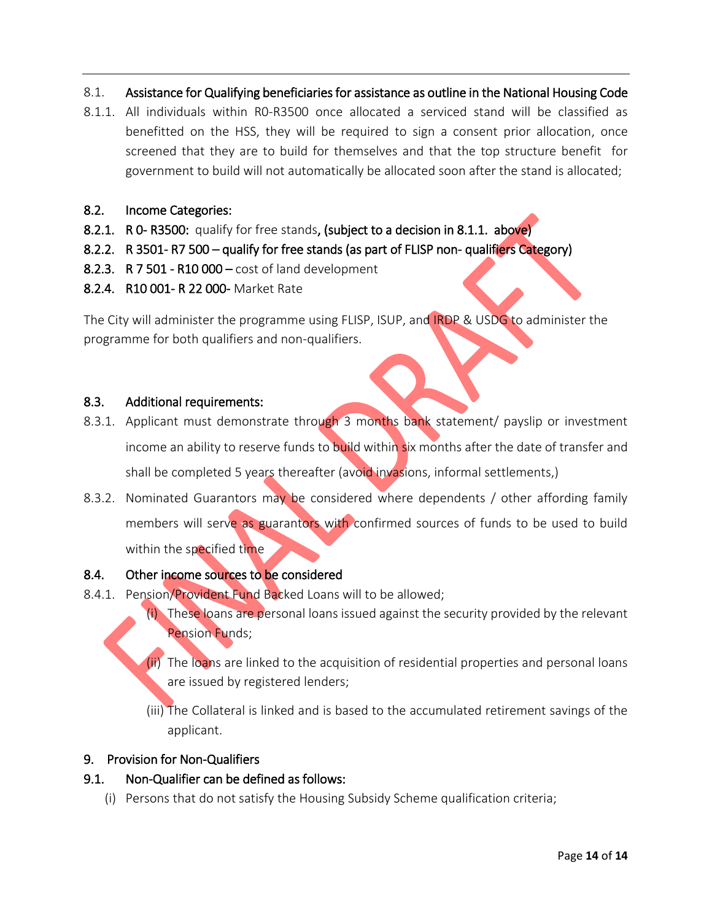8.1. **Assistance for Qualifying beneficiaries for assistance as outline in the National Housing Code**

8.1.1. All individuals within R0-R3500 once allocated a serviced stand will be classified as benefitted on the HSS, they will be required to sign a consent prior allocation, once screened that they are to build for themselves and that the top structure benefit for government to build will not automatically be allocated soon after the stand is allocated;

**8.2. Income Categories:**

**8.2.1. R 0- R3500:** qualify for free stands**, (subject to a decision in 8.1.1. above)**

**8.2.2. R 3501- R7 500 – qualify for free stands (as part of FLISP non- qualifiers Category)**

**8.2.3. R 7 501 - R10 000 –** cost of land development

**8.2.4. R10 001- R 22 000-** Market Rate

The City will administer the programme using FLISP, ISUP, and IRDP & USDG to administer the programme for both qualifiers and non-qualifiers.

**8.3. Additional requirements:**

8.3.1. Applicant must demonstrate through 3 months bank statement/ payslip or investment income an ability to reserve funds to build within six months after the date of transfer and shall be completed 5 years thereafter (avoid invasions, informal settlements,)

8.3.2. Nominated Guarantors may be considered where dependents / other affording family members will serve as guarantors with confirmed sources of funds to be used to build within the specified time

**8.4. Other income sources to be considered**

8.4.1. Pension/Provident Fund Backed Loans will to be allowed;

(i) These loans are personal loans issued against the security provided by the relevant Pension Funds;

(ii) The loans are linked to the acquisition of residential properties and personal loans are issued by registered lenders;

(iii) The Collateral is linked and is based to the accumulated retirement savings of the applicant.

**9. Provision for Non-Qualifiers**

**9.1. Non-Qualifier can be defined as follows:**

(i) Persons that do not satisfy the Housing Subsidy Scheme qualification criteria;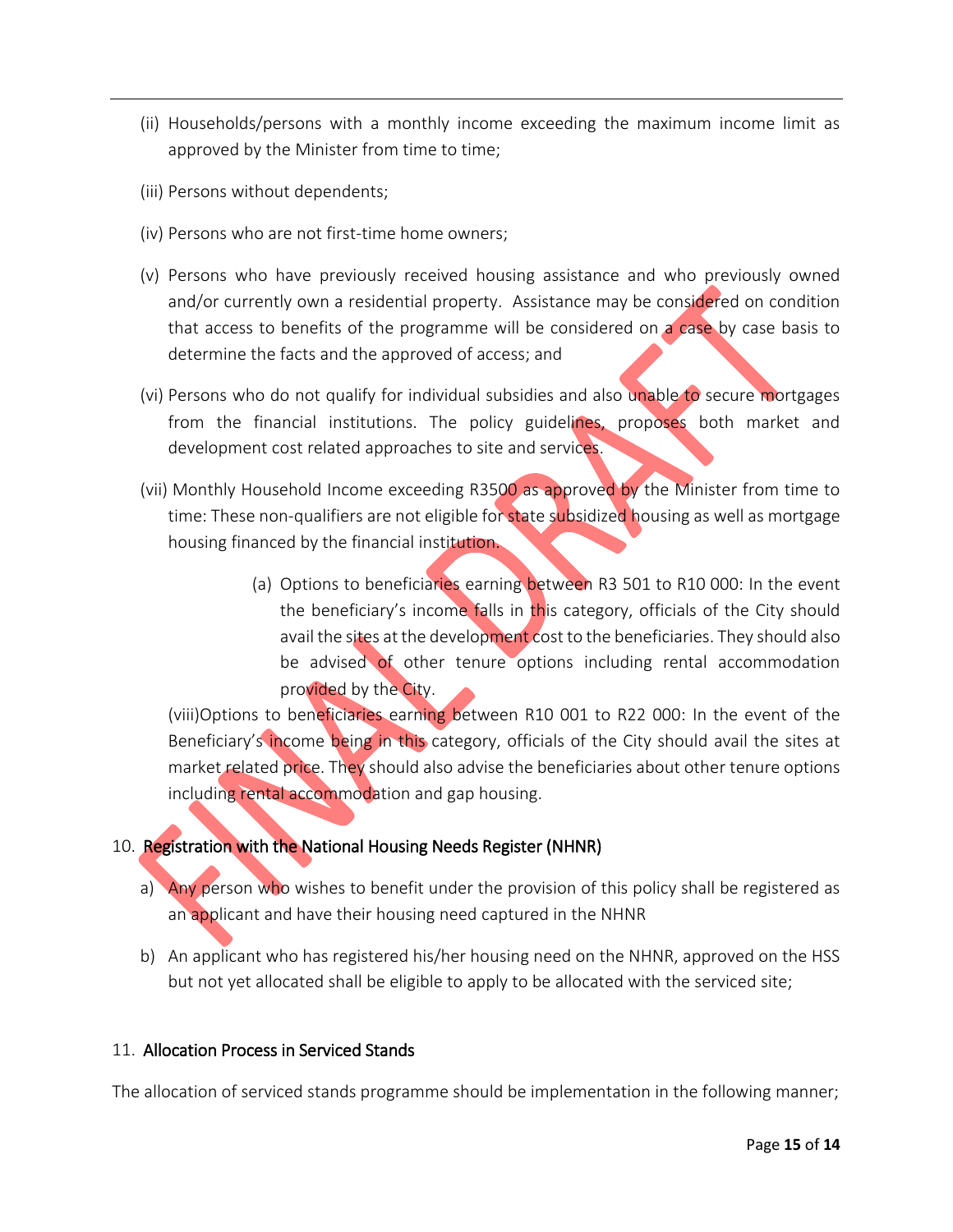(ii) Households/persons with a monthly income exceeding the maximum income limit as approved by the Minister from time to time;

(iii) Persons without dependents;

(iv) Persons who are not first-time home owners;

(v) Persons who have previously received housing assistance and who previously owned and/or currently own a residential property. Assistance may be considered on condition that access to benefits of the programme will be considered on a case by case basis to determine the facts and the approved of access; and

(vi) Persons who do not qualify for individual subsidies and also unable to secure mortgages from the financial institutions. The policy guidelines, proposes both market and development cost related approaches to site and services.

(vii) Monthly Household Income exceeding R3500 as approved by the Minister from time to time: These non-qualifiers are not eligible for state subsidized housing as well as mortgage housing financed by the financial institution.

> (a) Options to beneficiaries earning between R3 501 to R10 000: In the event the beneficiary's income falls in this category, officials of the City should avail the sites at the development cost to the beneficiaries. They should also be advised of other tenure options including rental accommodation provided by the City.

(viii)Options to beneficiaries earning between R10 001 to R22 000: In the event of the Beneficiary's income being in this category, officials of the City should avail the sites at market related price. They should also advise the beneficiaries about other tenure options including rental accommodation and gap housing.

## 10. Registration with the National Housing Needs Register (NHNR)

a) Any person who wishes to benefit under the provision of this policy shall be registered as an applicant and have their housing need captured in the NHNR

b) An applicant who has registered his/her housing need on the NHNR, approved on the HSS but not yet allocated shall be eligible to apply to be allocated with the serviced site;

## 11. Allocation Process in Serviced Stands

The allocation of serviced stands programme should be implementation in the following manner;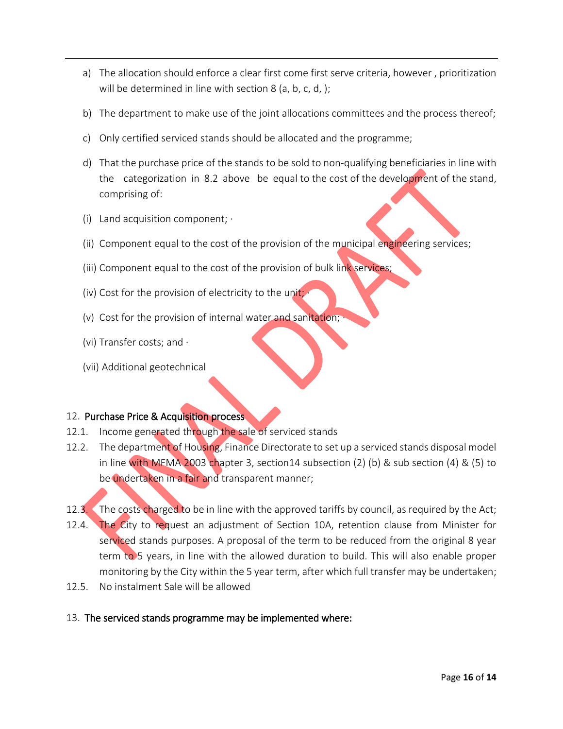a) The allocation should enforce a clear first come first serve criteria, however , prioritization will be determined in line with section 8 (a, b, c, d, );

b) The department to make use of the joint allocations committees and the process thereof;

c) Only certified serviced stands should be allocated and the programme;

d) That the purchase price of the stands to be sold to non-qualifying beneficiaries in line with the categorization in 8.2 above be equal to the cost of the development of the stand, comprising of:

(i) Land acquisition component; ·

(ii) Component equal to the cost of the provision of the municipal engineering services;

(iii) Component equal to the cost of the provision of bulk link services;

(iv) Cost for the provision of electricity to the unit; ·

(v) Cost for the provision of internal water and sanitation; ·

(vi) Transfer costs; and ·

(vii) Additional geotechnical

12. **Purchase Price & Acquisition process**

12.1. Income generated through the sale of serviced stands

12.2. The department of Housing, Finance Directorate to set up a serviced stands disposal model in line with MFMA 2003 chapter 3, section14 subsection (2) (b) & sub section (4) & (5) to be undertaken in a fair and transparent manner;

12.3. The costs charged to be in line with the approved tariffs by council, as required by the Act;

12.4. The City to request an adjustment of Section 10A, retention clause from Minister for serviced stands purposes. A proposal of the term to be reduced from the original 8 year term to 5 years, in line with the allowed duration to build. This will also enable proper monitoring by the City within the 5 year term, after which full transfer may be undertaken;

12.5. No instalment Sale will be allowed

13. **The serviced stands programme may be implemented where:**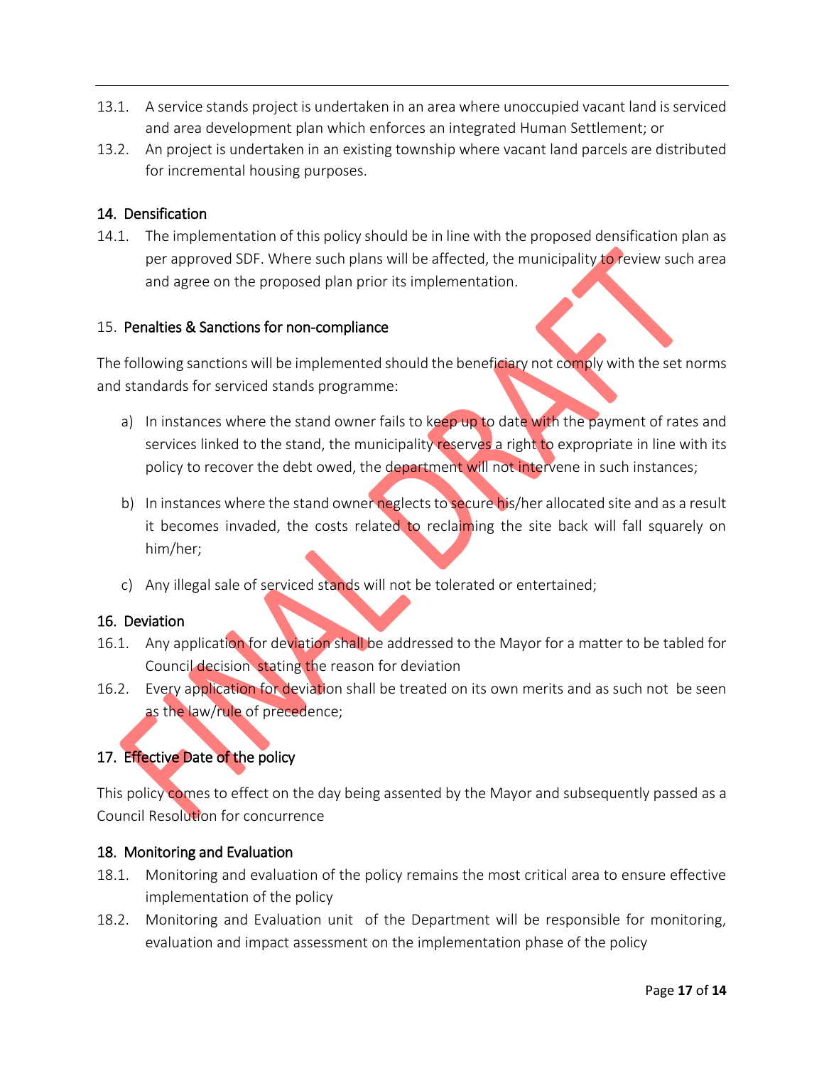13.1. A service stands project is undertaken in an area where unoccupied vacant land is serviced and area development plan which enforces an integrated Human Settlement; or

13.2. An project is undertaken in an existing township where vacant land parcels are distributed for incremental housing purposes.

## 14. Densification

14.1. The implementation of this policy should be in line with the proposed densification plan as per approved SDF. Where such plans will be affected, the municipality to review such area and agree on the proposed plan prior its implementation.

## 15. Penalties & Sanctions for non-compliance

The following sanctions will be implemented should the beneficiary not comply with the set norms and standards for serviced stands programme:

a) In instances where the stand owner fails to keep up to date with the payment of rates and services linked to the stand, the municipality reserves a right to expropriate in line with its policy to recover the debt owed, the department will not intervene in such instances;

b) In instances where the stand owner neglects to secure his/her allocated site and as a result it becomes invaded, the costs related to reclaiming the site back will fall squarely on him/her;

c) Any illegal sale of serviced stands will not be tolerated or entertained;

## 16. Deviation

16.1. Any application for deviation shall be addressed to the Mayor for a matter to be tabled for Council decision stating the reason for deviation

16.2. Every application for deviation shall be treated on its own merits and as such not be seen as the law/rule of precedence;

## 17. Effective Date of the policy

This policy comes to effect on the day being assented by the Mayor and subsequently passed as a Council Resolution for concurrence

## 18. Monitoring and Evaluation

18.1. Monitoring and evaluation of the policy remains the most critical area to ensure effective implementation of the policy

18.2. Monitoring and Evaluation unit of the Department will be responsible for monitoring, evaluation and impact assessment on the implementation phase of the policy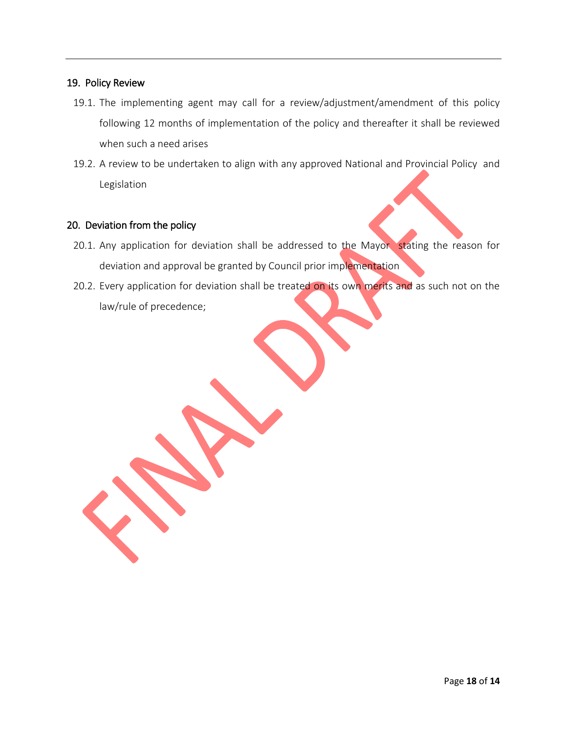## 19. Policy Review

19.1. The implementing agent may call for a review/adjustment/amendment of this policy following 12 months of implementation of the policy and thereafter it shall be reviewed when such a need arises

19.2. A review to be undertaken to align with any approved National and Provincial Policy and Legislation

## 20. Deviation from the policy

20.1. Any application for deviation shall be addressed to the Mayor stating the reason for deviation and approval be granted by Council prior implementation

20.2. Every application for deviation shall be treated on its own merits and as such not on the law/rule of precedence;

FINAL DRAFT